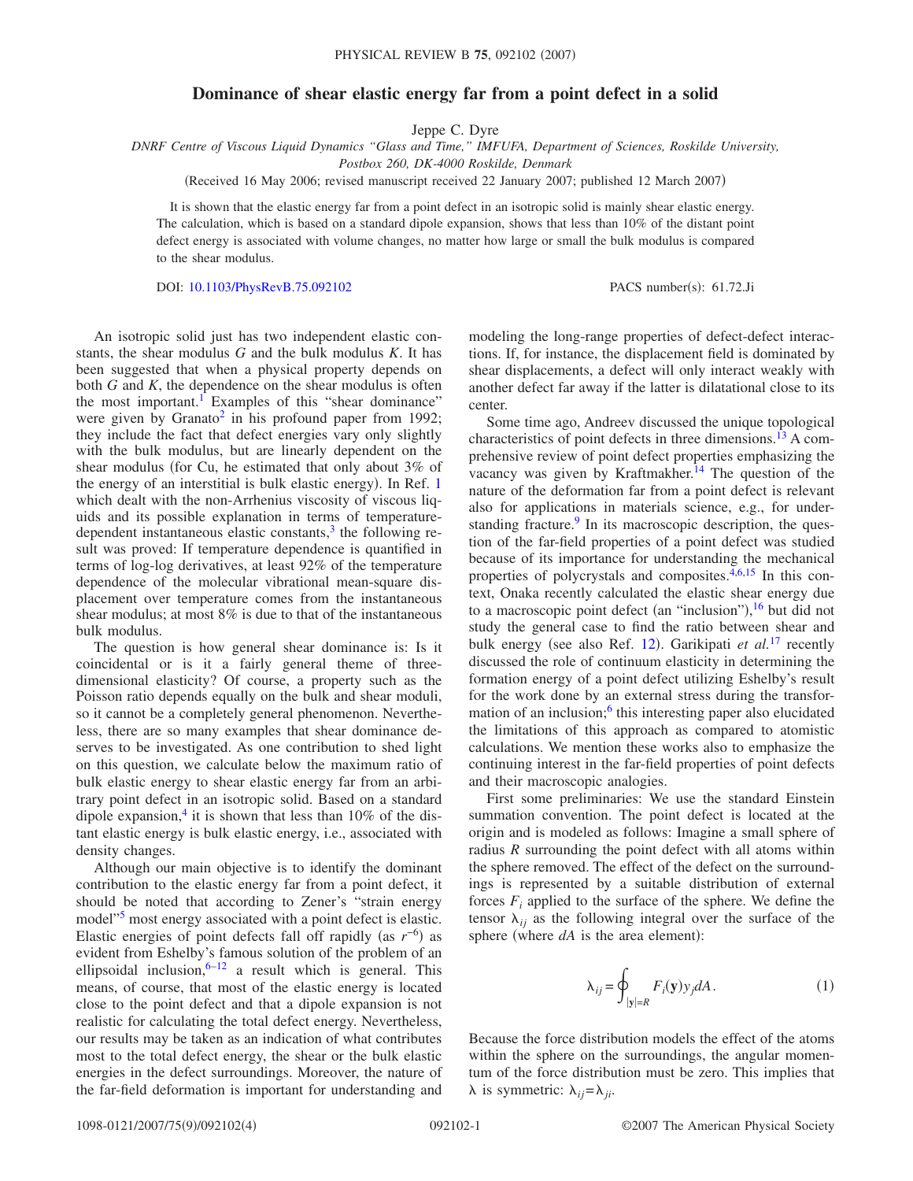# Dominance of shear elastic energy far from a point defect in a solid

Jeppe C. Dyre

*DNRF Centre of Viscous Liquid Dynamics "Glass and Time," IMFUFA, Department of Sciences, Roskilde University, Postbox 260, DK-4000 Roskilde, Denmark*

(Received 16 May 2006; revised manuscript received 22 January 2007; published 12 March 2007)

It is shown that the elastic energy far from a point defect in an isotropic solid is mainly shear elastic energy. The calculation, which is based on a standard dipole expansion, shows that less than 10% of the distant point defect energy is associated with volume changes, no matter how large or small the bulk modulus is compared to the shear modulus.

DOI: 10.1103/PhysRevB.75.092102

PACS number(s): 61.72.Ji

An isotropic solid just has two independent elastic constants, the shear modulus $G$ and the bulk modulus $K$. It has been suggested that when a physical property depends on both $G$ and $K$, the dependence on the shear modulus is often the most important.[1] Examples of this "shear dominance" were given by Granato[2] in his profound paper from 1992; they include the fact that defect energies vary only slightly with the bulk modulus, but are linearly dependent on the shear modulus (for Cu, he estimated that only about 3% of the energy of an interstitial is bulk elastic energy). In Ref. 1 which dealt with the non-Arrhenius viscosity of viscous liquids and its possible explanation in terms of temperature-dependent instantaneous elastic constants,[3] the following result was proved: If temperature dependence is quantified in terms of log-log derivatives, at least 92% of the temperature dependence of the molecular vibrational mean-square displacement over temperature comes from the instantaneous shear modulus; at most 8% is due to that of the instantaneous bulk modulus.

The question is how general shear dominance is: Is it coincidental or is it a fairly general theme of three-dimensional elasticity? Of course, a property such as the Poisson ratio depends equally on the bulk and shear moduli, so it cannot be a completely general phenomenon. Nevertheless, there are so many examples that shear dominance deserves to be investigated. As one contribution to shed light on this question, we calculate below the maximum ratio of bulk elastic energy to shear elastic energy far from an arbitrary point defect in an isotropic solid. Based on a standard dipole expansion,[4] it is shown that less than 10% of the distant elastic energy is bulk elastic energy, i.e., associated with density changes.

Although our main objective is to identify the dominant contribution to the elastic energy far from a point defect, it should be noted that according to Zener's "strain energy model"[5] most energy associated with a point defect is elastic. Elastic energies of point defects fall off rapidly (as $r^{-6}$) as evident from Eshelby's famous solution of the problem of an ellipsoidal inclusion,[6–12] a result which is general. This means, of course, that most of the elastic energy is located close to the point defect and that a dipole expansion is not realistic for calculating the total defect energy. Nevertheless, our results may be taken as an indication of what contributes most to the total defect energy, the shear or the bulk elastic energies in the defect surroundings. Moreover, the nature of the far-field deformation is important for understanding and modeling the long-range properties of defect-defect interactions. If, for instance, the displacement field is dominated by shear displacements, a defect will only interact weakly with another defect far away if the latter is dilatational close to its center.

Some time ago, Andreev discussed the unique topological characteristics of point defects in three dimensions.[13] A comprehensive review of point defect properties emphasizing the vacancy was given by Kraftmakher.[14] The question of the nature of the deformation far from a point defect is relevant also for applications in materials science, e.g., for understanding fracture.[9] In its macroscopic description, the question of the far-field properties of a point defect was studied because of its importance for understanding the mechanical properties of polycrystals and composites.[4,6,15] In this context, Onaka recently calculated the elastic shear energy due to a macroscopic point defect (an "inclusion"),[16] but did not study the general case to find the ratio between shear and bulk energy (see also Ref. 12). Garikipati *et al.*[17] recently discussed the role of continuum elasticity in determining the formation energy of a point defect utilizing Eshelby's result for the work done by an external stress during the transformation of an inclusion;[6] this interesting paper also elucidated the limitations of this approach as compared to atomistic calculations. We mention these works also to emphasize the continuing interest in the far-field properties of point defects and their macroscopic analogies.

First some preliminaries: We use the standard Einstein summation convention. The point defect is located at the origin and is modeled as follows: Imagine a small sphere of radius $R$ surrounding the point defect with all atoms within the sphere removed. The effect of the defect on the surroundings is represented by a suitable distribution of external forces $F_i$ applied to the surface of the sphere. We define the tensor $\lambda_{ij}$ as the following integral over the surface of the sphere (where $dA$ is the area element):

$$\lambda_{ij} = \oint_{|\mathbf{y}|=R} F_i(\mathbf{y}) y_j dA. \qquad (1)$$

Because the force distribution models the effect of the atoms within the sphere on the surroundings, the angular momentum of the force distribution must be zero. This implies that $\lambda$ is symmetric: $\lambda_{ij} = \lambda_{ji}$.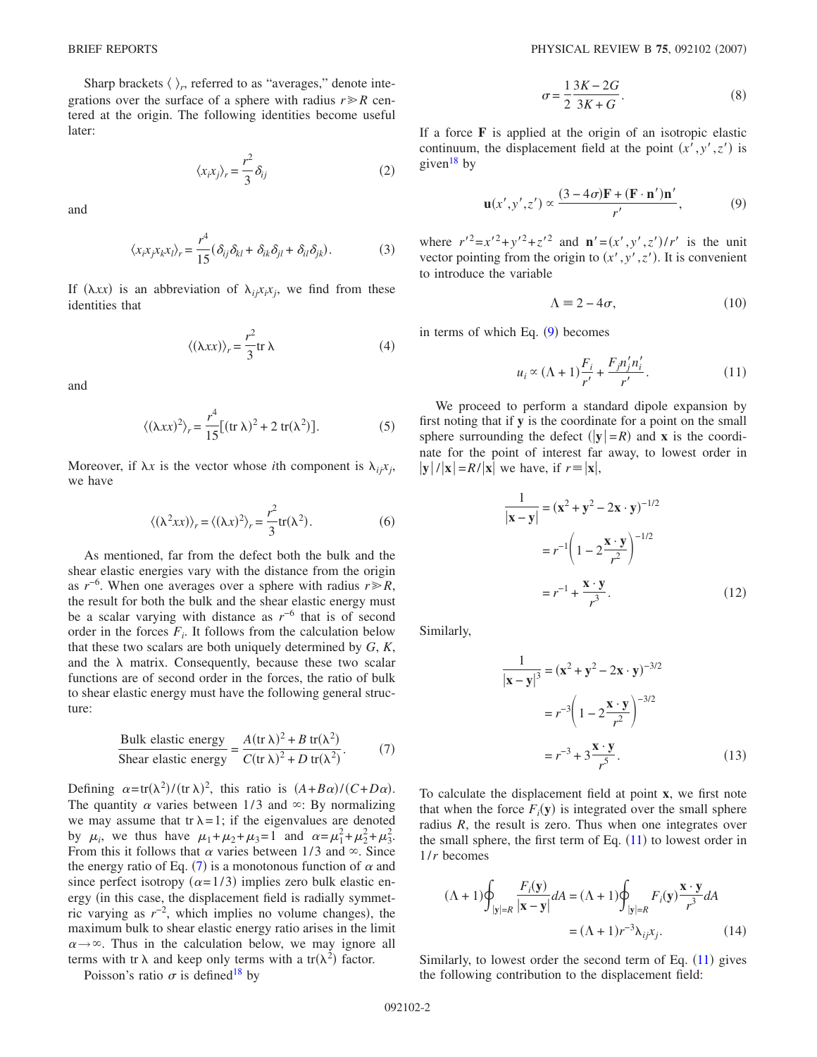Sharp brackets $\langle\ \rangle_r$, referred to as "averages," denote integrations over the surface of a sphere with radius $r \gg R$ centered at the origin. The following identities become useful later:

$$\langle x_i x_j \rangle_r = \frac{r^2}{3}\delta_{ij} \tag{2}$$

and

$$\langle x_i x_j x_k x_l \rangle_r = \frac{r^4}{15}(\delta_{ij}\delta_{kl} + \delta_{ik}\delta_{jl} + \delta_{il}\delta_{jk}). \tag{3}$$

If $(\lambda xx)$ is an abbreviation of $\lambda_{ij}x_i x_j$, we find from these identities that

$$\langle (\lambda xx) \rangle_r = \frac{r^2}{3}\text{tr}\,\lambda \tag{4}$$

and

$$\langle (\lambda xx)^2 \rangle_r = \frac{r^4}{15}[(\text{tr}\,\lambda)^2 + 2\,\text{tr}(\lambda^2)]. \tag{5}$$

Moreover, if $\lambda x$ is the vector whose $i$th component is $\lambda_{ij}x_j$, we have

$$\langle (\lambda^2 xx) \rangle_r = \langle (\lambda x)^2 \rangle_r = \frac{r^2}{3}\text{tr}(\lambda^2). \tag{6}$$

As mentioned, far from the defect both the bulk and the shear elastic energies vary with the distance from the origin as $r^{-6}$. When one averages over a sphere with radius $r \gg R$, the result for both the bulk and the shear elastic energy must be a scalar varying with distance as $r^{-6}$ that is of second order in the forces $F_i$. It follows from the calculation below that these two scalars are both uniquely determined by $G$, $K$, and the $\lambda$ matrix. Consequently, because these two scalar functions are of second order in the forces, the ratio of bulk to shear elastic energy must have the following general structure:

$$\frac{\text{Bulk elastic energy}}{\text{Shear elastic energy}} = \frac{A(\text{tr}\,\lambda)^2 + B\,\text{tr}(\lambda^2)}{C(\text{tr}\,\lambda)^2 + D\,\text{tr}(\lambda^2)}. \tag{7}$$

Defining $\alpha = \text{tr}(\lambda^2)/(\text{tr}\,\lambda)^2$, this ratio is $(A+B\alpha)/(C+D\alpha)$. The quantity $\alpha$ varies between $1/3$ and $\infty$: By normalizing we may assume that $\text{tr}\,\lambda = 1$; if the eigenvalues are denoted by $\mu_i$, we thus have $\mu_1 + \mu_2 + \mu_3 = 1$ and $\alpha = \mu_1^2 + \mu_2^2 + \mu_3^2$. From this it follows that $\alpha$ varies between $1/3$ and $\infty$. Since the energy ratio of Eq. (7) is a monotonous function of $\alpha$ and since perfect isotropy ($\alpha = 1/3$) implies zero bulk elastic energy (in this case, the displacement field is radially symmetric varying as $r^{-2}$, which implies no volume changes), the maximum bulk to shear elastic energy ratio arises in the limit $\alpha \to \infty$. Thus in the calculation below, we may ignore all terms with $\text{tr}\,\lambda$ and keep only terms with a $\text{tr}(\lambda^2)$ factor.

Poisson's ratio $\sigma$ is defined[18] by

$$\sigma = \frac{1}{2}\frac{3K - 2G}{3K + G}. \tag{8}$$

If a force $\mathbf{F}$ is applied at the origin of an isotropic elastic continuum, the displacement field at the point $(x', y', z')$ is given[18] by

$$\mathbf{u}(x', y', z') \propto \frac{(3 - 4\sigma)\mathbf{F} + (\mathbf{F}\cdot\mathbf{n}')\mathbf{n}'}{r'}, \tag{9}$$

where $r'^2 = x'^2 + y'^2 + z'^2$ and $\mathbf{n}' = (x', y', z')/r'$ is the unit vector pointing from the origin to $(x', y', z')$. It is convenient to introduce the variable

$$\Lambda \equiv 2 - 4\sigma, \tag{10}$$

in terms of which Eq. (9) becomes

$$u_i \propto (\Lambda + 1)\frac{F_i}{r'} + \frac{F_j n'_j n'_i}{r'}. \tag{11}$$

We proceed to perform a standard dipole expansion by first noting that if $\mathbf{y}$ is the coordinate for a point on the small sphere surrounding the defect ($|\mathbf{y}| = R$) and $\mathbf{x}$ is the coordinate for the point of interest far away, to lowest order in $|\mathbf{y}|/|\mathbf{x}| = R/|\mathbf{x}|$ we have, if $r \equiv |\mathbf{x}|$,

$$\begin{aligned}\frac{1}{|\mathbf{x}-\mathbf{y}|} &= (\mathbf{x}^2 + \mathbf{y}^2 - 2\mathbf{x}\cdot\mathbf{y})^{-1/2} \\ &= r^{-1}\left(1 - 2\frac{\mathbf{x}\cdot\mathbf{y}}{r^2}\right)^{-1/2} \\ &= r^{-1} + \frac{\mathbf{x}\cdot\mathbf{y}}{r^3}.\end{aligned} \tag{12}$$

Similarly,

$$\begin{aligned}\frac{1}{|\mathbf{x}-\mathbf{y}|^3} &= (\mathbf{x}^2 + \mathbf{y}^2 - 2\mathbf{x}\cdot\mathbf{y})^{-3/2} \\ &= r^{-3}\left(1 - 2\frac{\mathbf{x}\cdot\mathbf{y}}{r^2}\right)^{-3/2} \\ &= r^{-3} + 3\frac{\mathbf{x}\cdot\mathbf{y}}{r^5}.\end{aligned} \tag{13}$$

To calculate the displacement field at point $\mathbf{x}$, we first note that when the force $F_i(\mathbf{y})$ is integrated over the small sphere radius $R$, the result is zero. Thus when one integrates over the small sphere, the first term of Eq. (11) to lowest order in $1/r$ becomes

$$\begin{aligned}(\Lambda + 1)\oint_{|\mathbf{y}|=R}\frac{F_i(\mathbf{y})}{|\mathbf{x}-\mathbf{y}|}dA &= (\Lambda + 1)\oint_{|\mathbf{y}|=R}F_i(\mathbf{y})\frac{\mathbf{x}\cdot\mathbf{y}}{r^3}dA \\ &= (\Lambda + 1)r^{-3}\lambda_{ij}x_j.\end{aligned} \tag{14}$$

Similarly, to lowest order the second term of Eq. (11) gives the following contribution to the displacement field: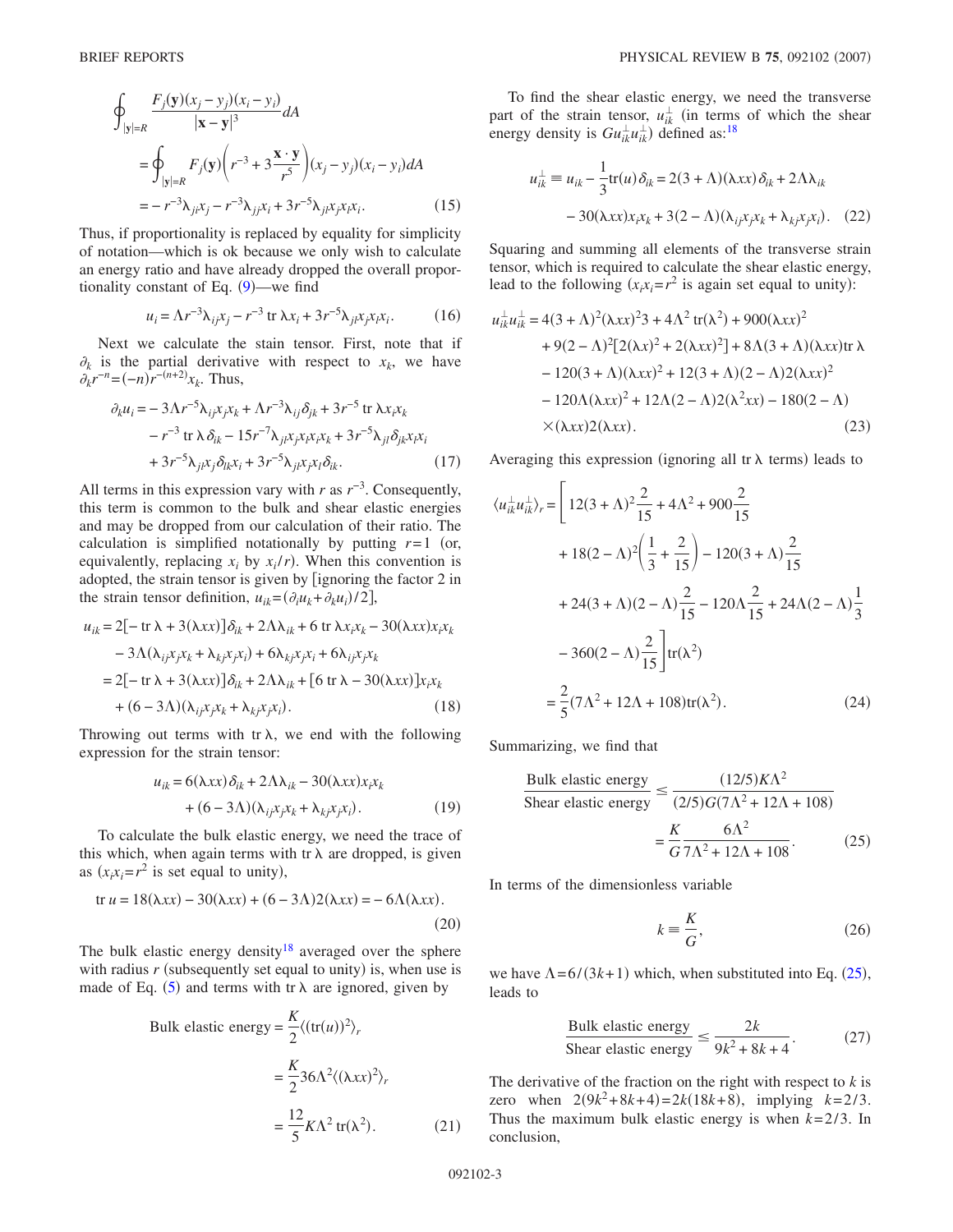$$
\begin{aligned}
\oint_{|\mathbf{y}|=R} & \frac{F_j(\mathbf{y})(x_j-y_j)(x_i-y_i)}{|\mathbf{x}-\mathbf{y}|^3} dA \\
&= \oint_{|\mathbf{y}|=R} F_j(\mathbf{y})\left(r^{-3}+3\frac{\mathbf{x}\cdot\mathbf{y}}{r^5}\right)(x_j-y_j)(x_i-y_i) dA \\
&= -r^{-3}\lambda_{ji}x_j - r^{-3}\lambda_{jj}x_i + 3r^{-5}\lambda_{jl}x_j x_l x_i. \qquad (15)
\end{aligned}
$$

Thus, if proportionality is replaced by equality for simplicity of notation—which is ok because we only wish to calculate an energy ratio and have already dropped the overall proportionality constant of Eq. (9)—we find

$$
u_i = \Lambda r^{-3}\lambda_{ij}x_j - r^{-3}\,\mathrm{tr}\,\lambda x_i + 3r^{-5}\lambda_{jl}x_j x_l x_i. \qquad (16)
$$

Next we calculate the stain tensor. First, note that if $\partial_k$ is the partial derivative with respect to $x_k$, we have $\partial_k r^{-n} = (-n)r^{-(n+2)}x_k$. Thus,

$$
\begin{aligned}
\partial_k u_i = & -3\Lambda r^{-5}\lambda_{ij}x_j x_k + \Lambda r^{-3}\lambda_{ij}\delta_{jk} + 3r^{-5}\,\mathrm{tr}\,\lambda x_i x_k \\
& - r^{-3}\,\mathrm{tr}\,\lambda\,\delta_{ik} - 15r^{-7}\lambda_{jl}x_j x_l x_i x_k + 3r^{-5}\lambda_{jl}\delta_{jk}x_l x_i \\
& + 3r^{-5}\lambda_{jl}x_j\delta_{lk}x_i + 3r^{-5}\lambda_{jl}x_j x_l\delta_{ik}. \qquad (17)
\end{aligned}
$$

All terms in this expression vary with $r$ as $r^{-3}$. Consequently, this term is common to the bulk and shear elastic energies and may be dropped from our calculation of their ratio. The calculation is simplified notationally by putting $r=1$ (or, equivalently, replacing $x_i$ by $x_i/r$). When this convention is adopted, the strain tensor is given by [ignoring the factor 2 in the strain tensor definition, $u_{ik} = (\partial_i u_k + \partial_k u_i)/2$],

$$
\begin{aligned}
u_{ik} = & 2[-\mathrm{tr}\,\lambda + 3(\lambda xx)]\delta_{ik} + 2\Lambda\lambda_{ik} + 6\,\mathrm{tr}\,\lambda x_i x_k - 30(\lambda xx)x_i x_k \\
& - 3\Lambda(\lambda_{ij}x_j x_k + \lambda_{kj}x_j x_i) + 6\lambda_{kj}x_j x_i + 6\lambda_{ij}x_j x_k \\
= & 2[-\mathrm{tr}\,\lambda + 3(\lambda xx)]\delta_{ik} + 2\Lambda\lambda_{ik} + [6\,\mathrm{tr}\,\lambda - 30(\lambda xx)]x_i x_k \\
& + (6-3\Lambda)(\lambda_{ij}x_j x_k + \lambda_{kj}x_j x_i). \qquad (18)
\end{aligned}
$$

Throwing out terms with $\mathrm{tr}\,\lambda$, we end with the following expression for the strain tensor:

$$
\begin{aligned}
u_{ik} = & 6(\lambda xx)\delta_{ik} + 2\Lambda\lambda_{ik} - 30(\lambda xx)x_i x_k \\
& + (6-3\Lambda)(\lambda_{ij}x_j x_k + \lambda_{kj}x_j x_i). \qquad (19)
\end{aligned}
$$

To calculate the bulk elastic energy, we need the trace of this which, when again terms with $\mathrm{tr}\,\lambda$ are dropped, is given as ($x_i x_i = r^2$ is set equal to unity),

$$
\mathrm{tr}\,u = 18(\lambda xx) - 30(\lambda xx) + (6-3\Lambda)2(\lambda xx) = -6\Lambda(\lambda xx). \qquad (20)
$$

The bulk elastic energy density[18] averaged over the sphere with radius $r$ (subsequently set equal to unity) is, when use is made of Eq. (5) and terms with $\mathrm{tr}\,\lambda$ are ignored, given by

$$
\begin{aligned}
\text{Bulk elastic energy} &= \frac{K}{2}\langle(\mathrm{tr}(u))^2\rangle_r \\
&= \frac{K}{2}36\Lambda^2\langle(\lambda xx)^2\rangle_r \\
&= \frac{12}{5}K\Lambda^2\,\mathrm{tr}(\lambda^2). \qquad (21)
\end{aligned}
$$

To find the shear elastic energy, we need the transverse part of the strain tensor, $u_{ik}^{\perp}$ (in terms of which the shear energy density is $Gu_{ik}^{\perp}u_{ik}^{\perp}$) defined as:[18]

$$
\begin{aligned}
u_{ik}^{\perp} \equiv u_{ik} - \frac{1}{3}\mathrm{tr}(u)\delta_{ik} = & 2(3+\Lambda)(\lambda xx)\delta_{ik} + 2\Lambda\lambda_{ik} \\
& - 30(\lambda xx)x_i x_k + 3(2-\Lambda)(\lambda_{ij}x_j x_k + \lambda_{kj}x_j x_i). \qquad (22)
\end{aligned}
$$

Squaring and summing all elements of the transverse strain tensor, which is required to calculate the shear elastic energy, lead to the following ($x_i x_i = r^2$ is again set equal to unity):

$$
\begin{aligned}
u_{ik}^{\perp}u_{ik}^{\perp} = & 4(3+\Lambda)^2(\lambda xx)^2 3 + 4\Lambda^2\,\mathrm{tr}(\lambda^2) + 900(\lambda xx)^2 \\
& + 9(2-\Lambda)^2[2(\lambda x)^2 + 2(\lambda xx)^2] + 8\Lambda(3+\Lambda)(\lambda xx)\mathrm{tr}\,\lambda \\
& - 120(3+\Lambda)(\lambda xx)^2 + 12(3+\Lambda)(2-\Lambda)2(\lambda xx)^2 \\
& - 120\Lambda(\lambda xx)^2 + 12\Lambda(2-\Lambda)2(\lambda^2 xx) - 180(2-\Lambda) \\
& \times(\lambda xx)2(\lambda xx). \qquad (23)
\end{aligned}
$$

Averaging this expression (ignoring all $\mathrm{tr}\,\lambda$ terms) leads to

$$
\begin{aligned}
\langle u_{ik}^{\perp}u_{ik}^{\perp}\rangle_r = & \Bigg[12(3+\Lambda)^2\frac{2}{15} + 4\Lambda^2 + 900\frac{2}{15} \\
& + 18(2-\Lambda)^2\left(\frac{1}{3}+\frac{2}{15}\right) - 120(3+\Lambda)\frac{2}{15} \\
& + 24(3+\Lambda)(2-\Lambda)\frac{2}{15} - 120\Lambda\frac{2}{15} + 24\Lambda(2-\Lambda)\frac{1}{3} \\
& - 360(2-\Lambda)\frac{2}{15}\Bigg]\mathrm{tr}(\lambda^2) \\
= & \frac{2}{5}(7\Lambda^2 + 12\Lambda + 108)\mathrm{tr}(\lambda^2). \qquad (24)
\end{aligned}
$$

Summarizing, we find that

$$
\begin{aligned}
\frac{\text{Bulk elastic energy}}{\text{Shear elastic energy}} &\leq \frac{(12/5)K\Lambda^2}{(2/5)G(7\Lambda^2 + 12\Lambda + 108)} \\
&= \frac{K}{G}\frac{6\Lambda^2}{7\Lambda^2 + 12\Lambda + 108}. \qquad (25)
\end{aligned}
$$

In terms of the dimensionless variable

$$
k \equiv \frac{K}{G}, \qquad (26)
$$

we have $\Lambda = 6/(3k+1)$ which, when substituted into Eq. (25), leads to

$$
\frac{\text{Bulk elastic energy}}{\text{Shear elastic energy}} \leq \frac{2k}{9k^2 + 8k + 4}. \qquad (27)
$$

The derivative of the fraction on the right with respect to $k$ is zero when $2(9k^2+8k+4) = 2k(18k+8)$, implying $k=2/3$. Thus the maximum bulk elastic energy is when $k=2/3$. In conclusion,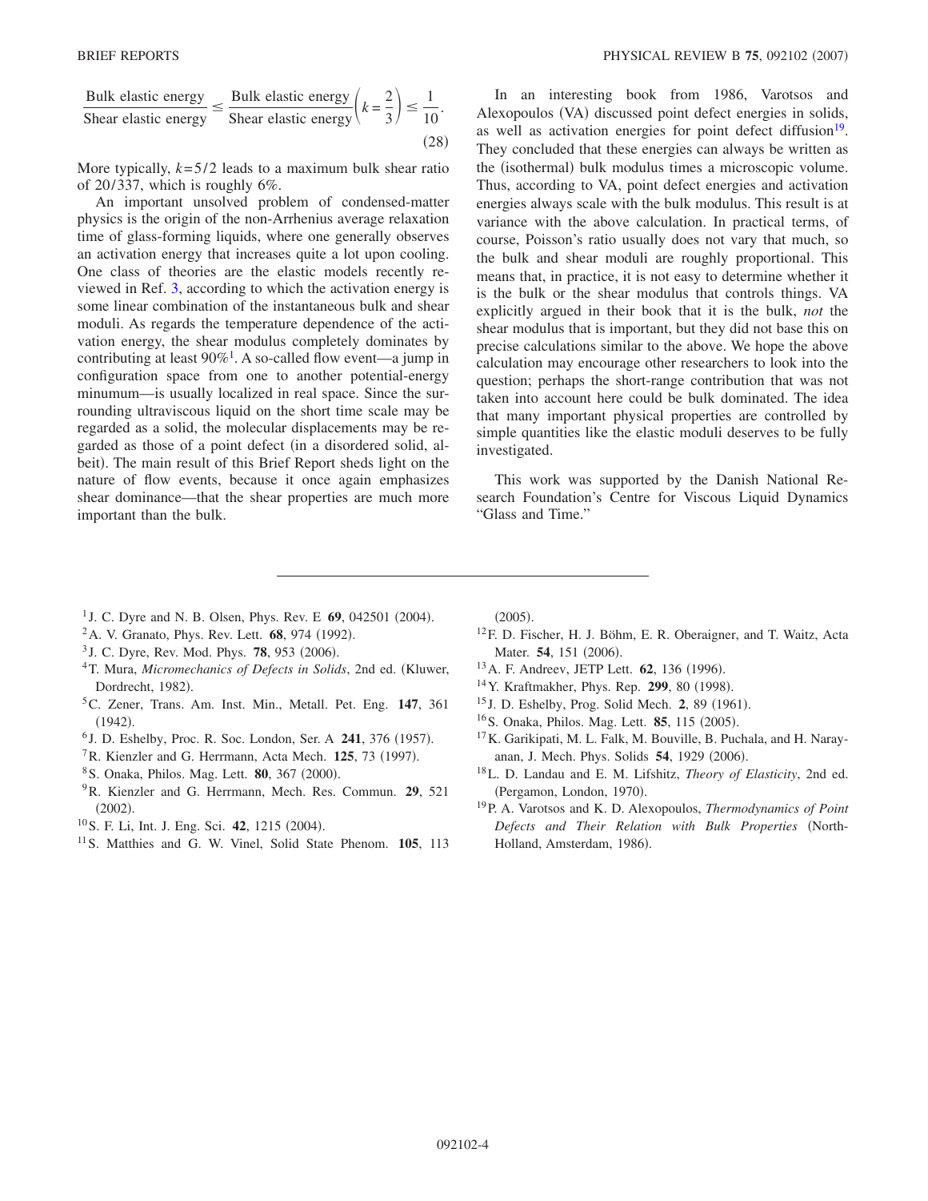$$\frac{\text{Bulk elastic energy}}{\text{Shear elastic energy}} \leq \frac{\text{Bulk elastic energy}}{\text{Shear elastic energy}}\left(k=\frac{2}{3}\right) \leq \frac{1}{10}. \tag{28}$$

More typically, $k=5/2$ leads to a maximum bulk shear ratio of 20/337, which is roughly 6%.

An important unsolved problem of condensed-matter physics is the origin of the non-Arrhenius average relaxation time of glass-forming liquids, where one generally observes an activation energy that increases quite a lot upon cooling. One class of theories are the elastic models recently reviewed in Ref. 3, according to which the activation energy is some linear combination of the instantaneous bulk and shear moduli. As regards the temperature dependence of the activation energy, the shear modulus completely dominates by contributing at least 90%[1]. A so-called flow event—a jump in configuration space from one to another potential-energy minumum—is usually localized in real space. Since the surrounding ultraviscous liquid on the short time scale may be regarded as a solid, the molecular displacements may be regarded as those of a point defect (in a disordered solid, albeit). The main result of this Brief Report sheds light on the nature of flow events, because it once again emphasizes shear dominance—that the shear properties are much more important than the bulk.

In an interesting book from 1986, Varotsos and Alexopoulos (VA) discussed point defect energies in solids, as well as activation energies for point defect diffusion[19]. They concluded that these energies can always be written as the (isothermal) bulk modulus times a microscopic volume. Thus, according to VA, point defect energies and activation energies always scale with the bulk modulus. This result is at variance with the above calculation. In practical terms, of course, Poisson's ratio usually does not vary that much, so the bulk and shear moduli are roughly proportional. This means that, in practice, it is not easy to determine whether it is the bulk or the shear modulus that controls things. VA explicitly argued in their book that it is the bulk, *not* the shear modulus that is important, but they did not base this on precise calculations similar to the above. We hope the above calculation may encourage other researchers to look into the question; perhaps the short-range contribution that was not taken into account here could be bulk dominated. The idea that many important physical properties are controlled by simple quantities like the elastic moduli deserves to be fully investigated.

This work was supported by the Danish National Research Foundation's Centre for Viscous Liquid Dynamics "Glass and Time."

---

[1] J. C. Dyre and N. B. Olsen, Phys. Rev. E **69**, 042501 (2004).

[2] A. V. Granato, Phys. Rev. Lett. **68**, 974 (1992).

[3] J. C. Dyre, Rev. Mod. Phys. **78**, 953 (2006).

[4] T. Mura, *Micromechanics of Defects in Solids*, 2nd ed. (Kluwer, Dordrecht, 1982).

[5] C. Zener, Trans. Am. Inst. Min., Metall. Pet. Eng. **147**, 361 (1942).

[6] J. D. Eshelby, Proc. R. Soc. London, Ser. A **241**, 376 (1957).

[7] R. Kienzler and G. Herrmann, Acta Mech. **125**, 73 (1997).

[8] S. Onaka, Philos. Mag. Lett. **80**, 367 (2000).

[9] R. Kienzler and G. Herrmann, Mech. Res. Commun. **29**, 521 (2002).

[10] S. F. Li, Int. J. Eng. Sci. **42**, 1215 (2004).

[11] S. Matthies and G. W. Vinel, Solid State Phenom. **105**, 113 (2005).

[12] F. D. Fischer, H. J. Böhm, E. R. Oberaigner, and T. Waitz, Acta Mater. **54**, 151 (2006).

[13] A. F. Andreev, JETP Lett. **62**, 136 (1996).

[14] Y. Kraftmakher, Phys. Rep. **299**, 80 (1998).

[15] J. D. Eshelby, Prog. Solid Mech. **2**, 89 (1961).

[16] S. Onaka, Philos. Mag. Lett. **85**, 115 (2005).

[17] K. Garikipati, M. L. Falk, M. Bouville, B. Puchala, and H. Narayanan, J. Mech. Phys. Solids **54**, 1929 (2006).

[18] L. D. Landau and E. M. Lifshitz, *Theory of Elasticity*, 2nd ed. (Pergamon, London, 1970).

[19] P. A. Varotsos and K. D. Alexopoulos, *Thermodynamics of Point Defects and Their Relation with Bulk Properties* (North-Holland, Amsterdam, 1986).